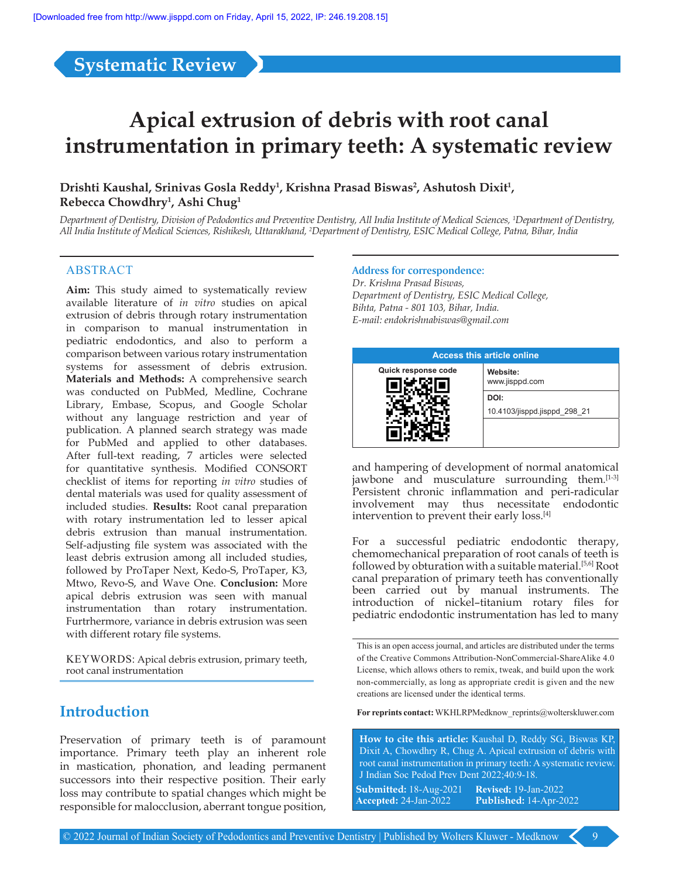Systematic Review

# Apical extrusion of debris with root canal instrumentation in primary teeth: A systematic review

**Drishti Kaushal, Srinivas Gosla Reddy[1], Krishna Prasad Biswas[2], Ashutosh Dixit[1], Rebecca Chowdhry[1], Ashi Chug[1]**

*Department of Dentistry, Division of Pedodontics and Preventive Dentistry, All India Institute of Medical Sciences, [1]Department of Dentistry, All India Institute of Medical Sciences, Rishikesh, Uttarakhand, [2]Department of Dentistry, ESIC Medical College, Patna, Bihar, India*

## ABSTRACT

**Aim:** This study aimed to systematically review available literature of *in vitro* studies on apical extrusion of debris through rotary instrumentation in comparison to manual instrumentation in pediatric endodontics, and also to perform a comparison between various rotary instrumentation systems for assessment of debris extrusion. **Materials and Methods:** A comprehensive search was conducted on PubMed, Medline, Cochrane Library, Embase, Scopus, and Google Scholar without any language restriction and year of publication. A planned search strategy was made for PubMed and applied to other databases. After full-text reading, 7 articles were selected for quantitative synthesis. Modified CONSORT checklist of items for reporting *in vitro* studies of dental materials was used for quality assessment of included studies. **Results:** Root canal preparation with rotary instrumentation led to lesser apical debris extrusion than manual instrumentation. Self-adjusting file system was associated with the least debris extrusion among all included studies, followed by ProTaper Next, Kedo-S, ProTaper, K3, Mtwo, Revo-S, and Wave One. **Conclusion:** More apical debris extrusion was seen with manual instrumentation than rotary instrumentation. Furtrhermore, variance in debris extrusion was seen with different rotary file systems.

KEYWORDS: Apical debris extrusion, primary teeth, root canal instrumentation

## Introduction

Preservation of primary teeth is of paramount importance. Primary teeth play an inherent role in mastication, phonation, and leading permanent successors into their respective position. Their early loss may contribute to spatial changes which might be responsible for malocclusion, aberrant tongue position, and hampering of development of normal anatomical jawbone and musculature surrounding them.[1-3] Persistent chronic inflammation and peri-radicular involvement may thus necessitate endodontic intervention to prevent their early loss.[4]

For a successful pediatric endodontic therapy, chemomechanical preparation of root canals of teeth is followed by obturation with a suitable material.[5,6] Root canal preparation of primary teeth has conventionally been carried out by manual instruments. The introduction of nickel–titanium rotary files for pediatric endodontic instrumentation has led to many

**Address for correspondence:**
*Dr. Krishna Prasad Biswas,*
*Department of Dentistry, ESIC Medical College,*
*Bihta, Patna - 801 103, Bihar, India.*
*E-mail: endokrishnabiswas@gmail.com*

| Access this article online | |
|---|---|
| Quick response code | **Website:** www.jisppd.com |
| | **DOI:** 10.4103/jisppd.jisppd_298_21 |

This is an open access journal, and articles are distributed under the terms of the Creative Commons Attribution-NonCommercial-ShareAlike 4.0 License, which allows others to remix, tweak, and build upon the work non-commercially, as long as appropriate credit is given and the new creations are licensed under the identical terms.

**For reprints contact:** WKHLRPMedknow_reprints@wolterskluwer.com

**How to cite this article:** Kaushal D, Reddy SG, Biswas KP, Dixit A, Chowdhry R, Chug A. Apical extrusion of debris with root canal instrumentation in primary teeth: A systematic review. J Indian Soc Pedod Prev Dent 2022;40:9-18.

**Submitted:** 18-Aug-2021 **Revised:** 19-Jan-2022
**Accepted:** 24-Jan-2022 **Published:** 14-Apr-2022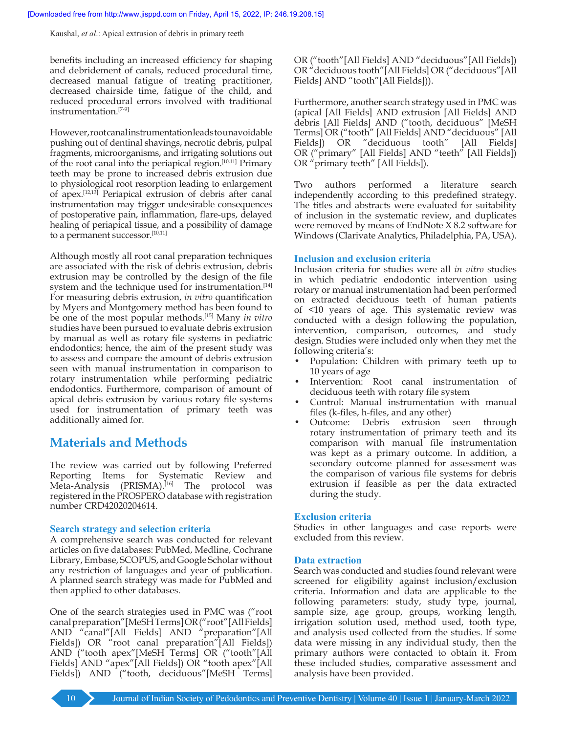benefits including an increased efficiency for shaping and debridement of canals, reduced procedural time, decreased manual fatigue of treating practitioner, decreased chairside time, fatigue of the child, and reduced procedural errors involved with traditional instrumentation.[7-9]

However, root canal instrumentation leads to unavoidable pushing out of dentinal shavings, necrotic debris, pulpal fragments, microorganisms, and irrigating solutions out of the root canal into the periapical region.[10,11] Primary teeth may be prone to increased debris extrusion due to physiological root resorption leading to enlargement of apex.[12,13] Periapical extrusion of debris after canal instrumentation may trigger undesirable consequences of postoperative pain, inflammation, flare-ups, delayed healing of periapical tissue, and a possibility of damage to a permanent successor.[10,11]

Although mostly all root canal preparation techniques are associated with the risk of debris extrusion, debris extrusion may be controlled by the design of the file system and the technique used for instrumentation.[14] For measuring debris extrusion, *in vitro* quantification by Myers and Montgomery method has been found to be one of the most popular methods.[15] Many *in vitro* studies have been pursued to evaluate debris extrusion by manual as well as rotary file systems in pediatric endodontics; hence, the aim of the present study was to assess and compare the amount of debris extrusion seen with manual instrumentation in comparison to rotary instrumentation while performing pediatric endodontics. Furthermore, comparison of amount of apical debris extrusion by various rotary file systems used for instrumentation of primary teeth was additionally aimed for.

## Materials and Methods

The review was carried out by following Preferred Reporting Items for Systematic Review and Meta-Analysis (PRISMA).[16] The protocol was registered in the PROSPERO database with registration number CRD42020204614.

### Search strategy and selection criteria

A comprehensive search was conducted for relevant articles on five databases: PubMed, Medline, Cochrane Library, Embase, SCOPUS, and Google Scholar without any restriction of languages and year of publication. A planned search strategy was made for PubMed and then applied to other databases.

One of the search strategies used in PMC was ("root canal preparation"[MeSH Terms] OR ("root"[All Fields] AND "canal"[All Fields] AND "preparation"[All Fields]) OR "root canal preparation"[All Fields]) AND ("tooth apex"[MeSH Terms] OR ("tooth"[All Fields] AND "apex"[All Fields]) OR "tooth apex"[All Fields]) AND ("tooth, deciduous"[MeSH Terms] OR ("tooth"[All Fields] AND "deciduous"[All Fields]) OR "deciduous tooth"[All Fields] OR ("deciduous"[All Fields] AND "tooth"[All Fields])).

Furthermore, another search strategy used in PMC was (apical [All Fields] AND extrusion [All Fields] AND debris [All Fields] AND ("tooth, deciduous" [MeSH Terms] OR ("tooth" [All Fields] AND "deciduous" [All Fields]) OR "deciduous tooth" [All Fields] OR ("primary" [All Fields] AND "teeth" [All Fields]) OR "primary teeth" [All Fields]).

Two authors performed a literature search independently according to this predefined strategy. The titles and abstracts were evaluated for suitability of inclusion in the systematic review, and duplicates were removed by means of EndNote X 8.2 software for Windows (Clarivate Analytics, Philadelphia, PA, USA).

### Inclusion and exclusion criteria

Inclusion criteria for studies were all *in vitro* studies in which pediatric endodontic intervention using rotary or manual instrumentation had been performed on extracted deciduous teeth of human patients of <10 years of age. This systematic review was conducted with a design following the population, intervention, comparison, outcomes, and study design. Studies were included only when they met the following criteria's:

- Population: Children with primary teeth up to 10 years of age
- Intervention: Root canal instrumentation of deciduous teeth with rotary file system
- Control: Manual instrumentation with manual files (k-files, h-files, and any other)
- Outcome: Debris extrusion seen through rotary instrumentation of primary teeth and its comparison with manual file instrumentation was kept as a primary outcome. In addition, a secondary outcome planned for assessment was the comparison of various file systems for debris extrusion if feasible as per the data extracted during the study.

### Exclusion criteria

Studies in other languages and case reports were excluded from this review.

### Data extraction

Search was conducted and studies found relevant were screened for eligibility against inclusion/exclusion criteria. Information and data are applicable to the following parameters: study, study type, journal, sample size, age group, groups, working length, irrigation solution used, method used, tooth type, and analysis used collected from the studies. If some data were missing in any individual study, then the primary authors were contacted to obtain it. From these included studies, comparative assessment and analysis have been provided.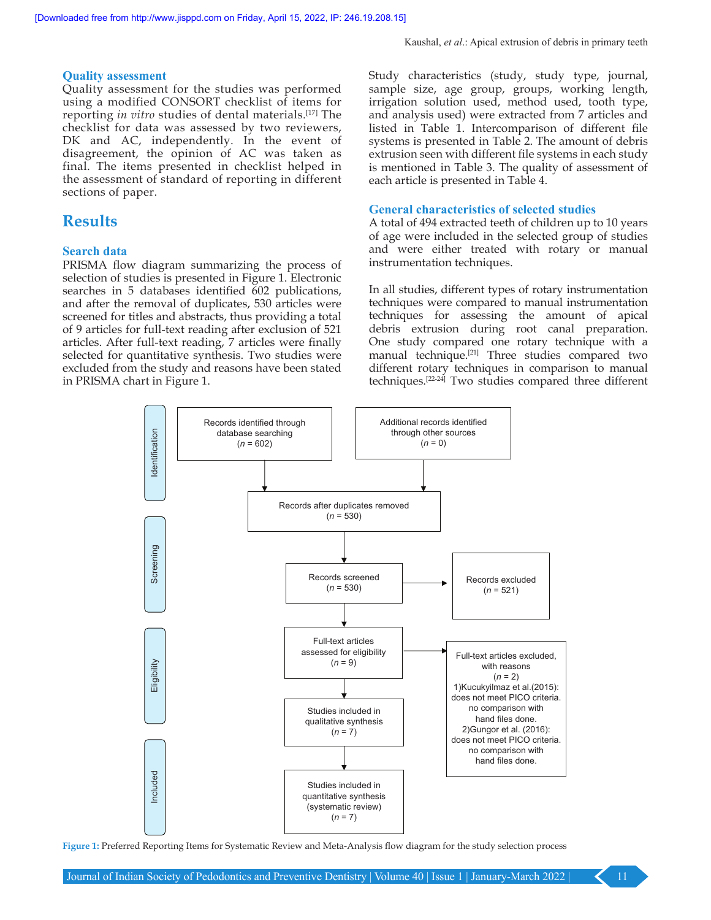### Quality assessment

Quality assessment for the studies was performed using a modified CONSORT checklist of items for reporting *in vitro* studies of dental materials.[17] The checklist for data was assessed by two reviewers, DK and AC, independently. In the event of disagreement, the opinion of AC was taken as final. The items presented in checklist helped in the assessment of standard of reporting in different sections of paper.

## Results

### Search data

PRISMA flow diagram summarizing the process of selection of studies is presented in Figure 1. Electronic searches in 5 databases identified 602 publications, and after the removal of duplicates, 530 articles were screened for titles and abstracts, thus providing a total of 9 articles for full-text reading after exclusion of 521 articles. After full-text reading, 7 articles were finally selected for quantitative synthesis. Two studies were excluded from the study and reasons have been stated in PRISMA chart in Figure 1.

Study characteristics (study, study type, journal, sample size, age group, groups, working length, irrigation solution used, method used, tooth type, and analysis used) were extracted from 7 articles and listed in Table 1. Intercomparison of different file systems is presented in Table 2. The amount of debris extrusion seen with different file systems in each study is mentioned in Table 3. The quality of assessment of each article is presented in Table 4.

### General characteristics of selected studies

A total of 494 extracted teeth of children up to 10 years of age were included in the selected group of studies and were either treated with rotary or manual instrumentation techniques.

In all studies, different types of rotary instrumentation techniques were compared to manual instrumentation techniques for assessing the amount of apical debris extrusion during root canal preparation. One study compared one rotary technique with a manual technique.[21] Three studies compared two different rotary techniques in comparison to manual techniques.[22-24] Two studies compared three different

Identification:
- Records identified through database searching (*n* = 602)
- Additional records identified through other sources (*n* = 0)

Screening:
- Records after duplicates removed (*n* = 530)
- Records screened (*n* = 530) → Records excluded (*n* = 521)

Eligibility:
- Full-text articles assessed for eligibility (*n* = 9) → Full-text articles excluded, with reasons (*n* = 2)
  1) Kucukyilmaz et al.(2015): does not meet PICO criteria. no comparison with hand files done.
  2) Gungor et al. (2016): does not meet PICO criteria. no comparison with hand files done.

Included:
- Studies included in qualitative synthesis (*n* = 7)
- Studies included in quantitative synthesis (systematic review) (*n* = 7)

**Figure 1:** Preferred Reporting Items for Systematic Review and Meta-Analysis flow diagram for the study selection process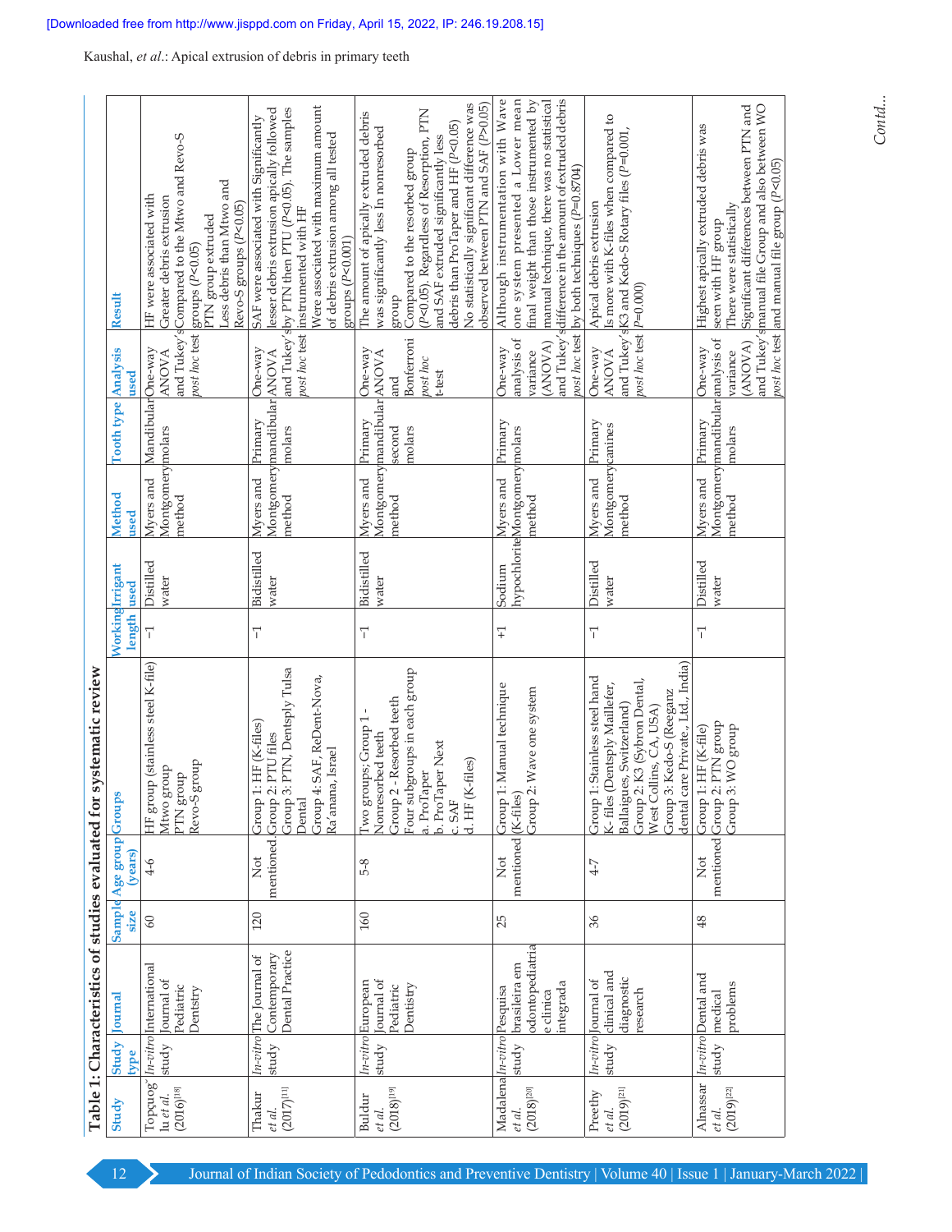**Table 1: Characteristics of studies evaluated for systematic review**

| Study | Study type | Journal | Sample size | Age group (years) | Groups | Working length | Irrigant used | Method used | Tooth type | Analysis used | Result |
|---|---|---|---|---|---|---|---|---|---|---|---|
| Topçuoğlu *et al.* (2016)[18] | *In-vitro* study | International Journal of Pediatric Dentistry | 60 | 4-6 | HF group (stainless steel K-file) Mtwo group PTN group Revo-S group | −1 | Distilled water | Myers and Montgomery method | Mandibular molars | One-way ANOVA and Tukey's *post hoc* test | HF were associated with Greater debris extrusion Compared to the Mtwo and Revo-S groups (*P*<0.05) PTN group extruded Less debris than Mtwo and Revo-S groups (*P*<0.05) |
| Thakur *et al.* (2017)[11] | *In-vitro* study | The Journal of Contemporary Dental Practice | 120 | Not mentioned | Group 1: HF (K-files) Group 2: PTU files Group 3: PTN, Dentsply Tulsa Dental Group 4: SAF, ReDent-Nova, Ra'anana, Israel | −1 | Bidistilled water | Myers and Montgomery method | Primary mandibular molars | One-way ANOVA and Tukey's *post hoc* test | SAF were associated with Significantly lesser debris extrusion apically followed by PTN then PTU (*P*<0.05). The samples instrumented with HF Were associated with maximum amount of debris extrusion among all tested groups (*P*<0.001) |
| Buldur *et al.* (2018)[19] | *In-vitro* study | European Journal of Pediatric Dentistry | 160 | 5-8 | Two groups; Group 1 - Nonresorbed teeth Group 2 - Resorbed teeth Four subgroups in each group a. ProTaper b. ProTaper Next c. SAF d. HF (K-files) | −1 | Bidistilled water | Myers and Montgomery method | Primary mandibular second molars | One-way ANOVA and Bonferroni *post hoc* t-test | The amount of apically extruded debris was significantly less in nonresorbed group Compared to the resorbed group (*P*<0.05). Regardless of Resorption, PTN and SAF extruded significantly less debris than ProTaper and HF (*P*<0.05) No statistically significant difference was observed between PTN and SAF (*P*>0.05) |
| Madalena *et al.* (2018)[20] | *In-vitro* study | Pesquisa brasileira em odontopediatria e clinica integrada | 25 | Not mentioned | Group 1: Manual technique (K-files) Group 2: Wave one system | +1 | Sodium hypochlorite | Myers and Montgomery method | Primary molars | One-way analysis of variance (ANOVA) and Tukey's *post hoc* test | Although instrumentation with Wave one system presented a Lower mean final weight than those instrumented by manual technique, there was no statistical difference in the amount of extruded debris by both techniques (*P*=0.8704) |
| Preethy *et al.* (2019)[21] | *In-vitro* study | Journal of clinical and diagnostic research | 36 | 4-7 | Group 1: Stainless steel hand K- files (Dentsply Maillefer, Ballaigues, Switzerland) Group 2: K3 (Sybron Dental, West Collins, CA, USA) Group 3: Kedo-S (Reeganz dental care Private., Ltd., India) | −1 | Distilled water | Myers and Montgomery method | Primary canines | One-way ANOVA and Tukey's *post hoc* test | Apical debris extrusion Is more with K-files when compared to K3 and Kedo-S Rotary files (*P*=0.001, *P*=0.000) |
| Alnassar *et al.* (2019)[22] | *In-vitro* study | Dental and medical problems | 48 | Not mentioned | Group 1: HF (K-file) Group 2: PTN group Group 3: WO group | −1 | Distilled water | Myers and Montgomery method | Primary mandibular molars | One-way analysis of variance (ANOVA) and Tukey's *post hoc* test | Highest apically extruded debris was seen with HF group There were statistically Significant differences between PTN and manual file Group and also between WO and manual file group (*P*<0.05) |

*Contd...*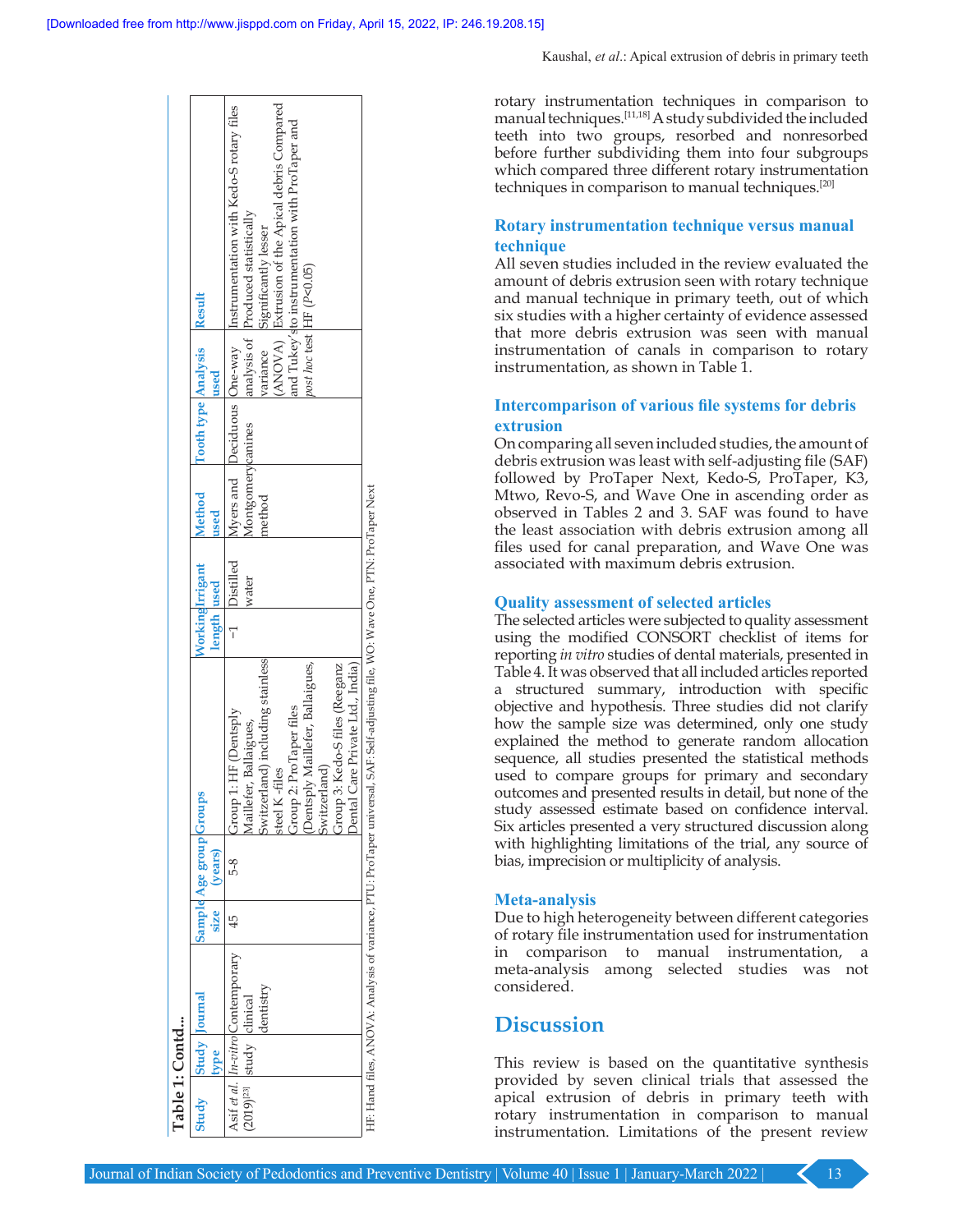Table 1: Contd...

| Study | Study type | Journal | Sample size | Age group (years) | Groups | Working length | Irrigant used | Method used | Tooth type | Analysis used | Result |
|---|---|---|---|---|---|---|---|---|---|---|---|
| Asif *et al*. (2019)[23] | *In-vitro* study | Contemporary clinical dentistry | 45 | 5-8 | Group 1: HF (Dentsply Maillefer, Ballaigues, Switzerland) including stainless steel K -files<br>Group 2: ProTaper files (Dentsply Maillefer, Ballaigues, Switzerland)<br>Group 3: Kedo-S files (Reeganz Dental Care Private Ltd., India) | −1 | Distilled water | Myers and Montgomery method | Deciduous canines | One-way analysis of variance (ANOVA) and Tukey's *post hoc* test | Instrumentation with Kedo-S rotary files Produced statistically Significantly lesser Extrusion of the Apical debris Compared to instrumentation with ProTaper and HF ($P<0.05$) |

HF: Hand files, ANOVA: Analysis of variance, PTU: ProTaper universal, SAF: Self-adjusting file, WO: Wave One, PTN: ProTaper Next

rotary instrumentation techniques in comparison to manual techniques.[11,18] A study subdivided the included teeth into two groups, resorbed and nonresorbed before further subdividing them into four subgroups which compared three different rotary instrumentation techniques in comparison to manual techniques.[20]

### Rotary instrumentation technique versus manual technique

All seven studies included in the review evaluated the amount of debris extrusion seen with rotary technique and manual technique in primary teeth, out of which six studies with a higher certainty of evidence assessed that more debris extrusion was seen with manual instrumentation of canals in comparison to rotary instrumentation, as shown in Table 1.

### Intercomparison of various file systems for debris extrusion

On comparing all seven included studies, the amount of debris extrusion was least with self-adjusting file (SAF) followed by ProTaper Next, Kedo-S, ProTaper, K3, Mtwo, Revo-S, and Wave One in ascending order as observed in Tables 2 and 3. SAF was found to have the least association with debris extrusion among all files used for canal preparation, and Wave One was associated with maximum debris extrusion.

### Quality assessment of selected articles

The selected articles were subjected to quality assessment using the modified CONSORT checklist of items for reporting *in vitro* studies of dental materials, presented in Table 4. It was observed that all included articles reported a structured summary, introduction with specific objective and hypothesis. Three studies did not clarify how the sample size was determined, only one study explained the method to generate random allocation sequence, all studies presented the statistical methods used to compare groups for primary and secondary outcomes and presented results in detail, but none of the study assessed estimate based on confidence interval. Six articles presented a very structured discussion along with highlighting limitations of the trial, any source of bias, imprecision or multiplicity of analysis.

### Meta-analysis

Due to high heterogeneity between different categories of rotary file instrumentation used for instrumentation in comparison to manual instrumentation, a meta-analysis among selected studies was not considered.

## Discussion

This review is based on the quantitative synthesis provided by seven clinical trials that assessed the apical extrusion of debris in primary teeth with rotary instrumentation in comparison to manual instrumentation. Limitations of the present review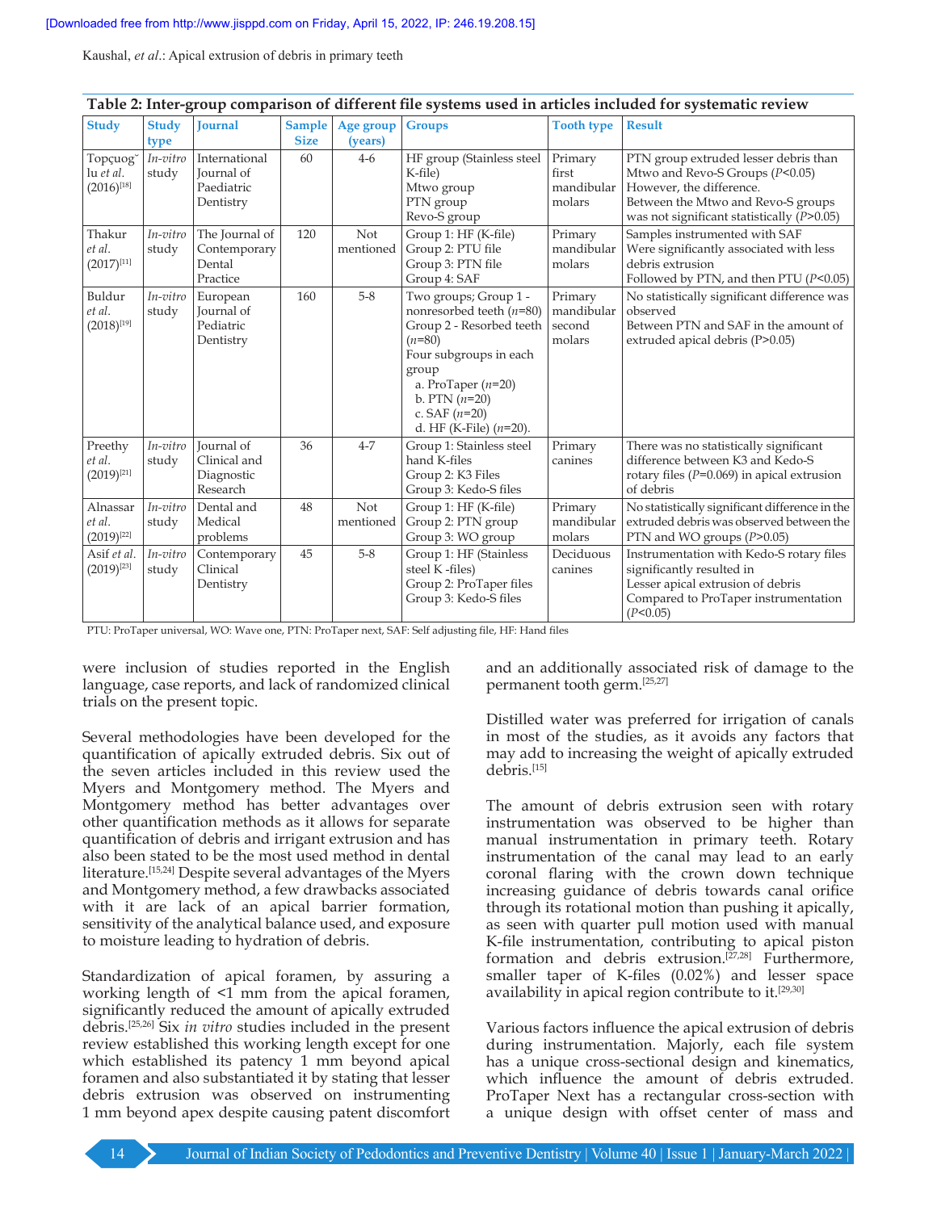**Table 2: Inter-group comparison of different file systems used in articles included for systematic review**

| Study | Study type | Journal | Sample Size | Age group (years) | Groups | Tooth type | Result |
|---|---|---|---|---|---|---|---|
| Topçuoğlu *et al.* (2016)[18] | *In-vitro* study | International Journal of Paediatric Dentistry | 60 | 4-6 | HF group (Stainless steel K-file) Mtwo group PTN group Revo-S group | Primary first mandibular molars | PTN group extruded lesser debris than Mtwo and Revo-S Groups ($P$<0.05) However, the difference. Between the Mtwo and Revo-S groups was not significant statistically ($P$>0.05) |
| Thakur *et al.* (2017)[11] | *In-vitro* study | The Journal of Contemporary Dental Practice | 120 | Not mentioned | Group 1: HF (K-file) Group 2: PTU file Group 3: PTN file Group 4: SAF | Primary mandibular molars | Samples instrumented with SAF Were significantly associated with less debris extrusion Followed by PTN, and then PTU ($P$<0.05) |
| Buldur *et al.* (2018)[19] | *In-vitro* study | European Journal of Pediatric Dentistry | 160 | 5-8 | Two groups; Group 1 - nonresorbed teeth ($n$=80) Group 2 - Resorbed teeth ($n$=80) Four subgroups in each group a. ProTaper ($n$=20) b. PTN ($n$=20) c. SAF ($n$=20) d. HF (K-File) ($n$=20). | Primary mandibular second molars | No statistically significant difference was observed Between PTN and SAF in the amount of extruded apical debris (P>0.05) |
| Preethy *et al.* (2019)[21] | *In-vitro* study | Journal of Clinical and Diagnostic Research | 36 | 4-7 | Group 1: Stainless steel hand K-files Group 2: K3 Files Group 3: Kedo-S files | Primary canines | There was no statistically significant difference between K3 and Kedo-S rotary files ($P$=0.069) in apical extrusion of debris |
| Alnassar *et al.* (2019)[22] | *In-vitro* study | Dental and Medical problems | 48 | Not mentioned | Group 1: HF (K-file) Group 2: PTN group Group 3: WO group | Primary mandibular molars | No statistically significant difference in the extruded debris was observed between the PTN and WO groups ($P$>0.05) |
| Asif *et al.* (2019)[23] | *In-vitro* study | Contemporary Clinical Dentistry | 45 | 5-8 | Group 1: HF (Stainless steel K -files) Group 2: ProTaper files Group 3: Kedo-S files | Deciduous canines | Instrumentation with Kedo-S rotary files significantly resulted in Lesser apical extrusion of debris Compared to ProTaper instrumentation ($P$<0.05) |

PTU: ProTaper universal, WO: Wave one, PTN: ProTaper next, SAF: Self adjusting file, HF: Hand files

were inclusion of studies reported in the English language, case reports, and lack of randomized clinical trials on the present topic.

Several methodologies have been developed for the quantification of apically extruded debris. Six out of the seven articles included in this review used the Myers and Montgomery method. The Myers and Montgomery method has better advantages over other quantification methods as it allows for separate quantification of debris and irrigant extrusion and has also been stated to be the most used method in dental literature.[15,24] Despite several advantages of the Myers and Montgomery method, a few drawbacks associated with it are lack of an apical barrier formation, sensitivity of the analytical balance used, and exposure to moisture leading to hydration of debris.

Standardization of apical foramen, by assuring a working length of <1 mm from the apical foramen, significantly reduced the amount of apically extruded debris.[25,26] Six *in vitro* studies included in the present review established this working length except for one which established its patency 1 mm beyond apical foramen and also substantiated it by stating that lesser debris extrusion was observed on instrumenting 1 mm beyond apex despite causing patent discomfort and an additionally associated risk of damage to the permanent tooth germ.[25,27]

Distilled water was preferred for irrigation of canals in most of the studies, as it avoids any factors that may add to increasing the weight of apically extruded debris.[15]

The amount of debris extrusion seen with rotary instrumentation was observed to be higher than manual instrumentation in primary teeth. Rotary instrumentation of the canal may lead to an early coronal flaring with the crown down technique increasing guidance of debris towards canal orifice through its rotational motion than pushing it apically, as seen with quarter pull motion used with manual K-file instrumentation, contributing to apical piston formation and debris extrusion.[27,28] Furthermore, smaller taper of K-files (0.02%) and lesser space availability in apical region contribute to it.[29,30]

Various factors influence the apical extrusion of debris during instrumentation. Majorly, each file system has a unique cross-sectional design and kinematics, which influence the amount of debris extruded. ProTaper Next has a rectangular cross-section with a unique design with offset center of mass and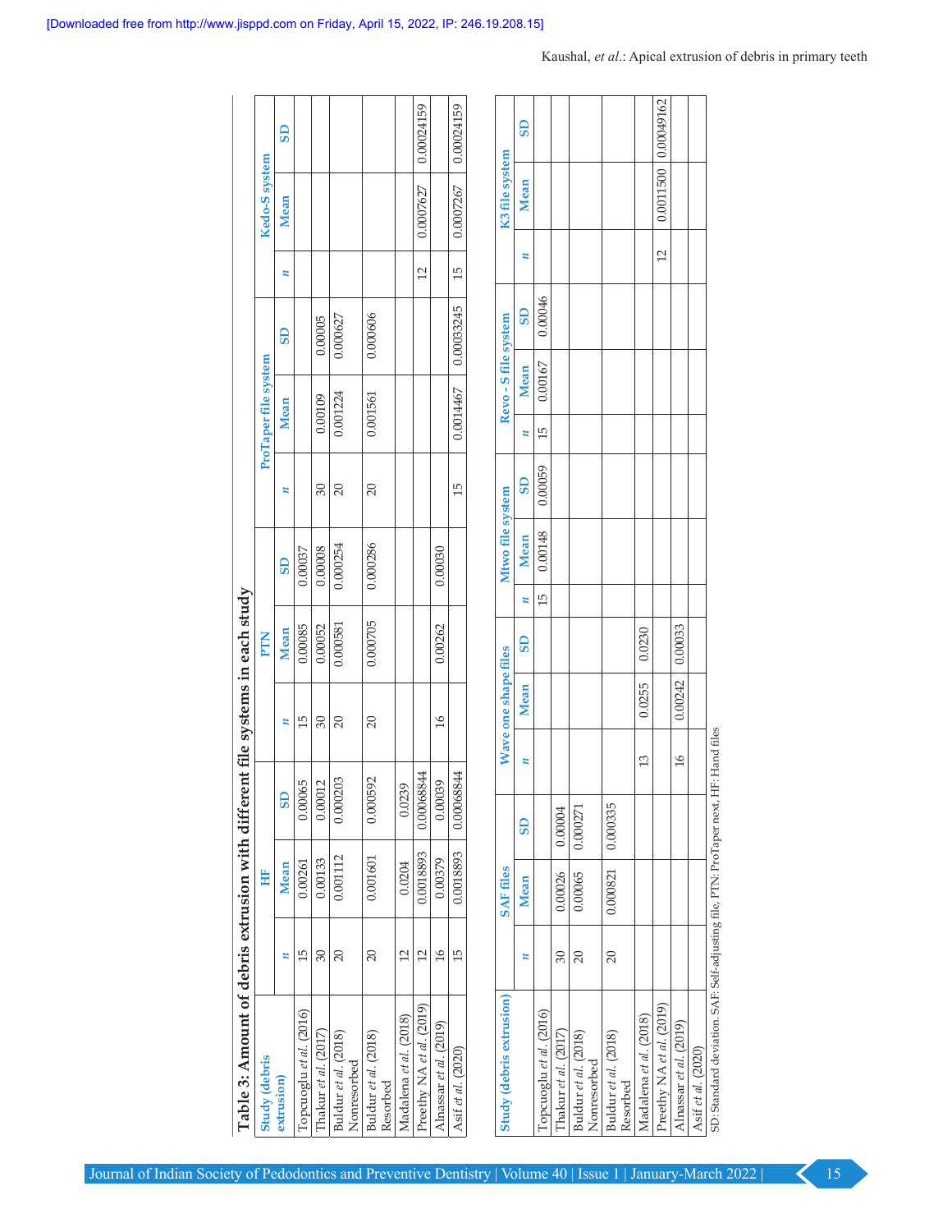**Table 3: Amount of debris extrusion with different file systems in each study**

| Study (debris extrusion) | HF | | | PTN | | | ProTaper file system | | | Kedo-S system | | |
|---|---|---|---|---|---|---|---|---|---|---|---|---|
| | *n* | Mean | SD | *n* | Mean | SD | *n* | Mean | SD | *n* | Mean | SD |
| Topcuoglu *et al*. (2016) | 15 | 0.00261 | 0.00065 | 15 | 0.00085 | 0.00037 | | | | | | |
| Thakur *et al*. (2017) | 30 | 0.00133 | 0.00012 | 30 | 0.00052 | 0.00008 | 30 | 0.00109 | 0.00005 | | | |
| Buldur *et al*. (2018) Nonresorbed | 20 | 0.001112 | 0.000203 | 20 | 0.000581 | 0.000254 | 20 | 0.001224 | 0.000627 | | | |
| Buldur *et al*. (2018) Resorbed | 20 | 0.001601 | 0.000592 | 20 | 0.000705 | 0.000286 | 20 | 0.001561 | 0.000606 | | | |
| Madalena *et al*. (2018) | 12 | 0.0204 | 0.0239 | | | | | | | | | |
| Preethy NA *et al*. (2019) | 12 | 0.0018893 | 0.00068844 | | | | | | | 12 | 0.0007627 | 0.00024159 |
| Alnassar *et al*. (2019) | 16 | 0.00379 | 0.00039 | 16 | 0.00262 | 0.00030 | | | | | | |
| Asif *et al*. (2020) | 15 | 0.0018893 | 0.00068844 | | | | 15 | 0.0014467 | 0.00033245 | 15 | 0.0007267 | 0.00024159 |

| Study (debris extrusion) | SAF files | | | Wave one shape files | | | Mtwo file system | | | Revo - S file system | | | K3 file system | | |
|---|---|---|---|---|---|---|---|---|---|---|---|---|---|---|---|
| | *n* | Mean | SD | *n* | Mean | SD | *n* | Mean | SD | *n* | Mean | SD | *n* | Mean | SD |
| Topcuoglu *et al*. (2016) | | | | | | | 15 | 0.00148 | 0.00059 | 15 | 0.00167 | 0.00046 | | | |
| Thakur *et al*. (2017) | 30 | 0.00026 | 0.00004 | | | | | | | | | | | | |
| Buldur *et al*. (2018) Nonresorbed | 20 | 0.00065 | 0.000271 | | | | | | | | | | | | |
| Buldur *et al*. (2018) Resorbed | 20 | 0.000821 | 0.000335 | | | | | | | | | | | | |
| Madalena *et al*. (2018) | | | | 13 | 0.0255 | 0.0230 | | | | | | | | | |
| Preethy NA *et al*. (2019) | | | | | | | | | | | | | 12 | 0.0011500 | 0.00049162 |
| Alnassar *et al*. (2019) | | | | 16 | 0.00242 | 0.00033 | | | | | | | | | |
| Asif *et al*. (2020) | | | | | | | | | | | | | | | |

SD: Standard deviation, SAF: Self-adjusting file, PTN: ProTaper next, HF: Hand files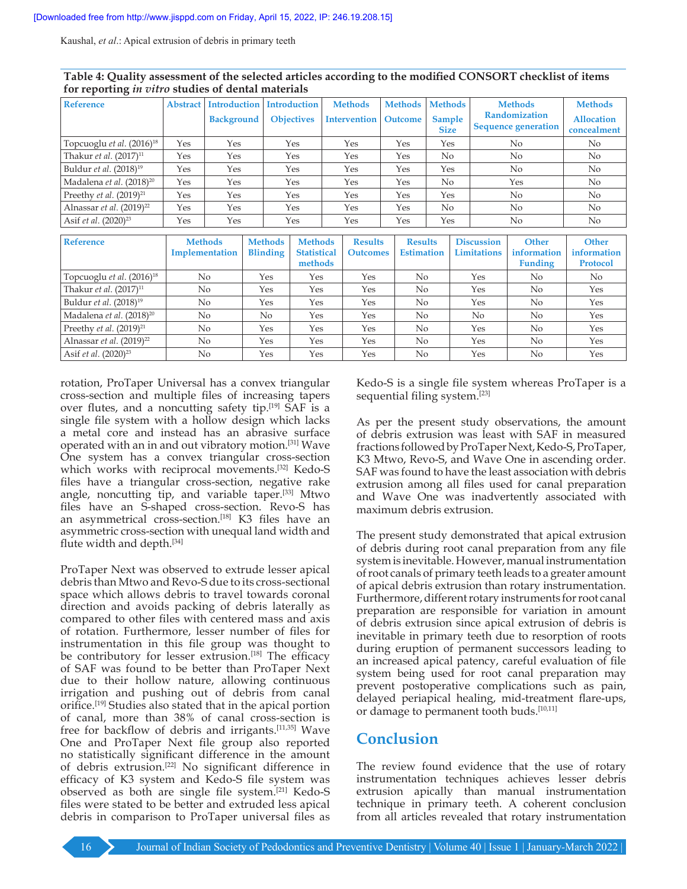**Table 4: Quality assessment of the selected articles according to the modified CONSORT checklist of items for reporting *in vitro* studies of dental materials**

| Reference | Abstract | Introduction Background | Introduction Objectives | Methods Intervention | Methods Outcome | Methods Sample Size | Methods Randomization Sequence generation | Methods Allocation concealment |
|---|---|---|---|---|---|---|---|---|
| Topcuoglu *et al*. (2016)[18] | Yes | Yes | Yes | Yes | Yes | Yes | No | No |
| Thakur *et al*. (2017)[11] | Yes | Yes | Yes | Yes | Yes | No | No | No |
| Buldur *et al*. (2018)[19] | Yes | Yes | Yes | Yes | Yes | Yes | No | No |
| Madalena *et al*. (2018)[20] | Yes | Yes | Yes | Yes | Yes | No | Yes | No |
| Preethy *et al*. (2019)[21] | Yes | Yes | Yes | Yes | Yes | Yes | No | No |
| Alnassar *et al*. (2019)[22] | Yes | Yes | Yes | Yes | Yes | No | No | No |
| Asif *et al*. (2020)[23] | Yes | Yes | Yes | Yes | Yes | Yes | No | No |

| Reference | Methods Implementation | Methods Blinding | Methods Statistical methods | Results Outcomes | Results Estimation | Discussion Limitations | Other information Funding | Other information Protocol |
|---|---|---|---|---|---|---|---|---|
| Topcuoglu *et al*. (2016)[18] | No | Yes | Yes | Yes | No | Yes | No | No |
| Thakur *et al*. (2017)[11] | No | Yes | Yes | Yes | No | Yes | No | Yes |
| Buldur *et al*. (2018)[19] | No | Yes | Yes | Yes | No | Yes | No | Yes |
| Madalena *et al*. (2018)[20] | No | No | Yes | Yes | No | No | No | Yes |
| Preethy *et al*. (2019)[21] | No | Yes | Yes | Yes | No | Yes | No | Yes |
| Alnassar *et al*. (2019)[22] | No | Yes | Yes | Yes | No | Yes | No | Yes |
| Asif *et al*. (2020)[23] | No | Yes | Yes | Yes | No | Yes | No | Yes |

rotation, ProTaper Universal has a convex triangular cross-section and multiple files of increasing tapers over flutes, and a noncutting safety tip.[19] SAF is a single file system with a hollow design which lacks a metal core and instead has an abrasive surface operated with an in and out vibratory motion.[31] Wave One system has a convex triangular cross-section which works with reciprocal movements.[32] Kedo-S files have a triangular cross-section, negative rake angle, noncutting tip, and variable taper.[33] Mtwo files have an S-shaped cross-section. Revo-S has an asymmetrical cross-section.[18] K3 files have an asymmetric cross-section with unequal land width and flute width and depth.[34]

ProTaper Next was observed to extrude lesser apical debris than Mtwo and Revo-S due to its cross-sectional space which allows debris to travel towards coronal direction and avoids packing of debris laterally as compared to other files with centered mass and axis of rotation. Furthermore, lesser number of files for instrumentation in this file group was thought to be contributory for lesser extrusion.[18] The efficacy of SAF was found to be better than ProTaper Next due to their hollow nature, allowing continuous irrigation and pushing out of debris from canal orifice.[19] Studies also stated that in the apical portion of canal, more than 38% of canal cross-section is free for backflow of debris and irrigants.[11,35] Wave One and ProTaper Next file group also reported no statistically significant difference in the amount of debris extrusion.[22] No significant difference in efficacy of K3 system and Kedo-S file system was observed as both are single file system.[21] Kedo-S files were stated to be better and extruded less apical debris in comparison to ProTaper universal files as Kedo-S is a single file system whereas ProTaper is a sequential filing system.[23]

As per the present study observations, the amount of debris extrusion was least with SAF in measured fractions followed by ProTaper Next, Kedo-S, ProTaper, K3 Mtwo, Revo-S, and Wave One in ascending order. SAF was found to have the least association with debris extrusion among all files used for canal preparation and Wave One was inadvertently associated with maximum debris extrusion.

The present study demonstrated that apical extrusion of debris during root canal preparation from any file system is inevitable. However, manual instrumentation of root canals of primary teeth leads to a greater amount of apical debris extrusion than rotary instrumentation. Furthermore, different rotary instruments for root canal preparation are responsible for variation in amount of debris extrusion since apical extrusion of debris is inevitable in primary teeth due to resorption of roots during eruption of permanent successors leading to an increased apical patency, careful evaluation of file system being used for root canal preparation may prevent postoperative complications such as pain, delayed periapical healing, mid-treatment flare-ups, or damage to permanent tooth buds.[10,11]

## Conclusion

The review found evidence that the use of rotary instrumentation techniques achieves lesser debris extrusion apically than manual instrumentation technique in primary teeth. A coherent conclusion from all articles revealed that rotary instrumentation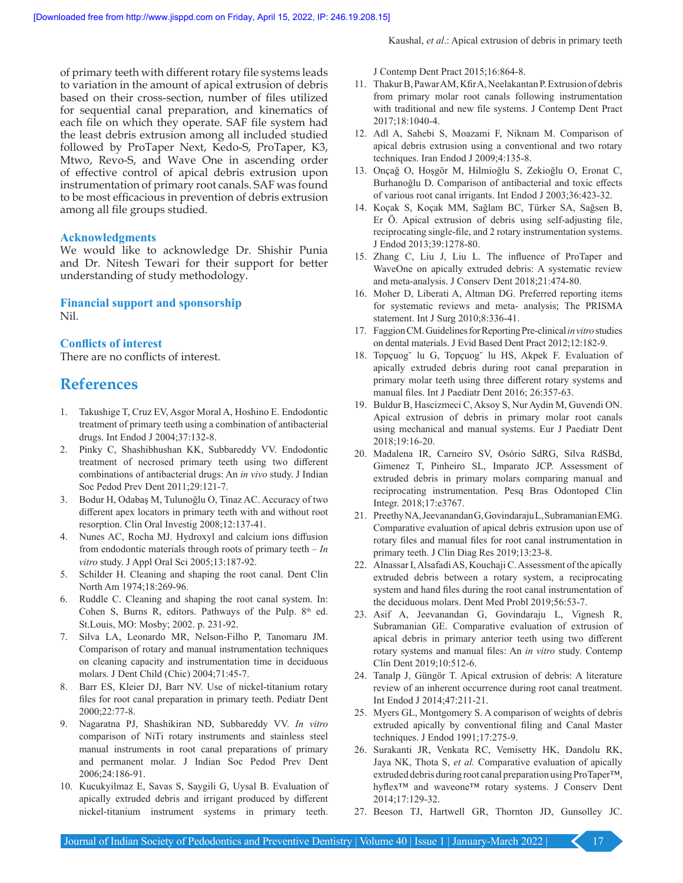of primary teeth with different rotary file systems leads to variation in the amount of apical extrusion of debris based on their cross-section, number of files utilized for sequential canal preparation, and kinematics of each file on which they operate. SAF file system had the least debris extrusion among all included studied followed by ProTaper Next, Kedo-S, ProTaper, K3, Mtwo, Revo-S, and Wave One in ascending order of effective control of apical debris extrusion upon instrumentation of primary root canals. SAF was found to be most efficacious in prevention of debris extrusion among all file groups studied.

### Acknowledgments

We would like to acknowledge Dr. Shishir Punia and Dr. Nitesh Tewari for their support for better understanding of study methodology.

### Financial support and sponsorship

Nil.

### Conflicts of interest

There are no conflicts of interest.

## References

1. Takushige T, Cruz EV, Asgor Moral A, Hoshino E. Endodontic treatment of primary teeth using a combination of antibacterial drugs. Int Endod J 2004;37:132-8.
2. Pinky C, Shashibhushan KK, Subbareddy VV. Endodontic treatment of necrosed primary teeth using two different combinations of antibacterial drugs: An *in vivo* study. J Indian Soc Pedod Prev Dent 2011;29:121-7.
3. Bodur H, Odabaş M, Tulunoğlu O, Tinaz AC. Accuracy of two different apex locators in primary teeth with and without root resorption. Clin Oral Investig 2008;12:137-41.
4. Nunes AC, Rocha MJ. Hydroxyl and calcium ions diffusion from endodontic materials through roots of primary teeth – *In vitro* study. J Appl Oral Sci 2005;13:187-92.
5. Schilder H. Cleaning and shaping the root canal. Dent Clin North Am 1974;18:269-96.
6. Ruddle C. Cleaning and shaping the root canal system. In: Cohen S, Burns R, editors. Pathways of the Pulp. 8th ed. St.Louis, MO: Mosby; 2002. p. 231-92.
7. Silva LA, Leonardo MR, Nelson-Filho P, Tanomaru JM. Comparison of rotary and manual instrumentation techniques on cleaning capacity and instrumentation time in deciduous molars. J Dent Child (Chic) 2004;71:45-7.
8. Barr ES, Kleier DJ, Barr NV. Use of nickel-titanium rotary files for root canal preparation in primary teeth. Pediatr Dent 2000;22:77-8.
9. Nagaratna PJ, Shashikiran ND, Subbareddy VV. *In vitro* comparison of NiTi rotary instruments and stainless steel manual instruments in root canal preparations of primary and permanent molar. J Indian Soc Pedod Prev Dent 2006;24:186-91.
10. Kucukyilmaz E, Savas S, Saygili G, Uysal B. Evaluation of apically extruded debris and irrigant produced by different nickel-titanium instrument systems in primary teeth. J Contemp Dent Pract 2015;16:864-8.
11. Thakur B, Pawar AM, Kfir A, Neelakantan P. Extrusion of debris from primary molar root canals following instrumentation with traditional and new file systems. J Contemp Dent Pract 2017;18:1040-4.
12. Adl A, Sahebi S, Moazami F, Niknam M. Comparison of apical debris extrusion using a conventional and two rotary techniques. Iran Endod J 2009;4:135-8.
13. Onçağ O, Hoşgör M, Hilmioğlu S, Zekioğlu O, Eronat C, Burhanoğlu D. Comparison of antibacterial and toxic effects of various root canal irrigants. Int Endod J 2003;36:423-32.
14. Koçak S, Koçak MM, Sağlam BC, Türker SA, Sağsen B, Er Ö. Apical extrusion of debris using self-adjusting file, reciprocating single-file, and 2 rotary instrumentation systems. J Endod 2013;39:1278-80.
15. Zhang C, Liu J, Liu L. The influence of ProTaper and WaveOne on apically extruded debris: A systematic review and meta-analysis. J Conserv Dent 2018;21:474-80.
16. Moher D, Liberati A, Altman DG. Preferred reporting items for systematic reviews and meta- analysis; The PRISMA statement. Int J Surg 2010;8:336-41.
17. Faggion CM. Guidelines for Reporting Pre-clinical *in vitro* studies on dental materials. J Evid Based Dent Pract 2012;12:182-9.
18. Topçuogˇ lu G, Topçuogˇ lu HS, Akpek F. Evaluation of apically extruded debris during root canal preparation in primary molar teeth using three different rotary systems and manual files. Int J Paediatr Dent 2016; 26:357-63.
19. Buldur B, Hascizmeci C, Aksoy S, Nur Aydin M, Guvendi ON. Apical extrusion of debris in primary molar root canals using mechanical and manual systems. Eur J Paediatr Dent 2018;19:16-20.
20. Madalena IR, Carneiro SV, Osório SdRG, Silva RdSBd, Gimenez T, Pinheiro SL, Imparato JCP. Assessment of extruded debris in primary molars comparing manual and reciprocating instrumentation. Pesq Bras Odontoped Clin Integr. 2018;17:e3767.
21. Preethy NA, Jeevanandan G, Govindaraju L, Subramanian EMG. Comparative evaluation of apical debris extrusion upon use of rotary files and manual files for root canal instrumentation in primary teeth. J Clin Diag Res 2019;13:23-8.
22. Alnassar I, Alsafadi AS, Kouchaji C. Assessment of the apically extruded debris between a rotary system, a reciprocating system and hand files during the root canal instrumentation of the deciduous molars. Dent Med Probl 2019;56:53-7.
23. Asif A, Jeevanandan G, Govindaraju L, Vignesh R, Subramanian GE. Comparative evaluation of extrusion of apical debris in primary anterior teeth using two different rotary systems and manual files: An *in vitro* study. Contemp Clin Dent 2019;10:512-6.
24. Tanalp J, Güngör T. Apical extrusion of debris: A literature review of an inherent occurrence during root canal treatment. Int Endod J 2014;47:211-21.
25. Myers GL, Montgomery S. A comparison of weights of debris extruded apically by conventional filing and Canal Master techniques. J Endod 1991;17:275-9.
26. Surakanti JR, Venkata RC, Vemisetty HK, Dandolu RK, Jaya NK, Thota S, *et al.* Comparative evaluation of apically extruded debris during root canal preparation using ProTaper™, hyflex™ and waveone™ rotary systems. J Conserv Dent 2014;17:129-32.
27. Beeson TJ, Hartwell GR, Thornton JD, Gunsolley JC.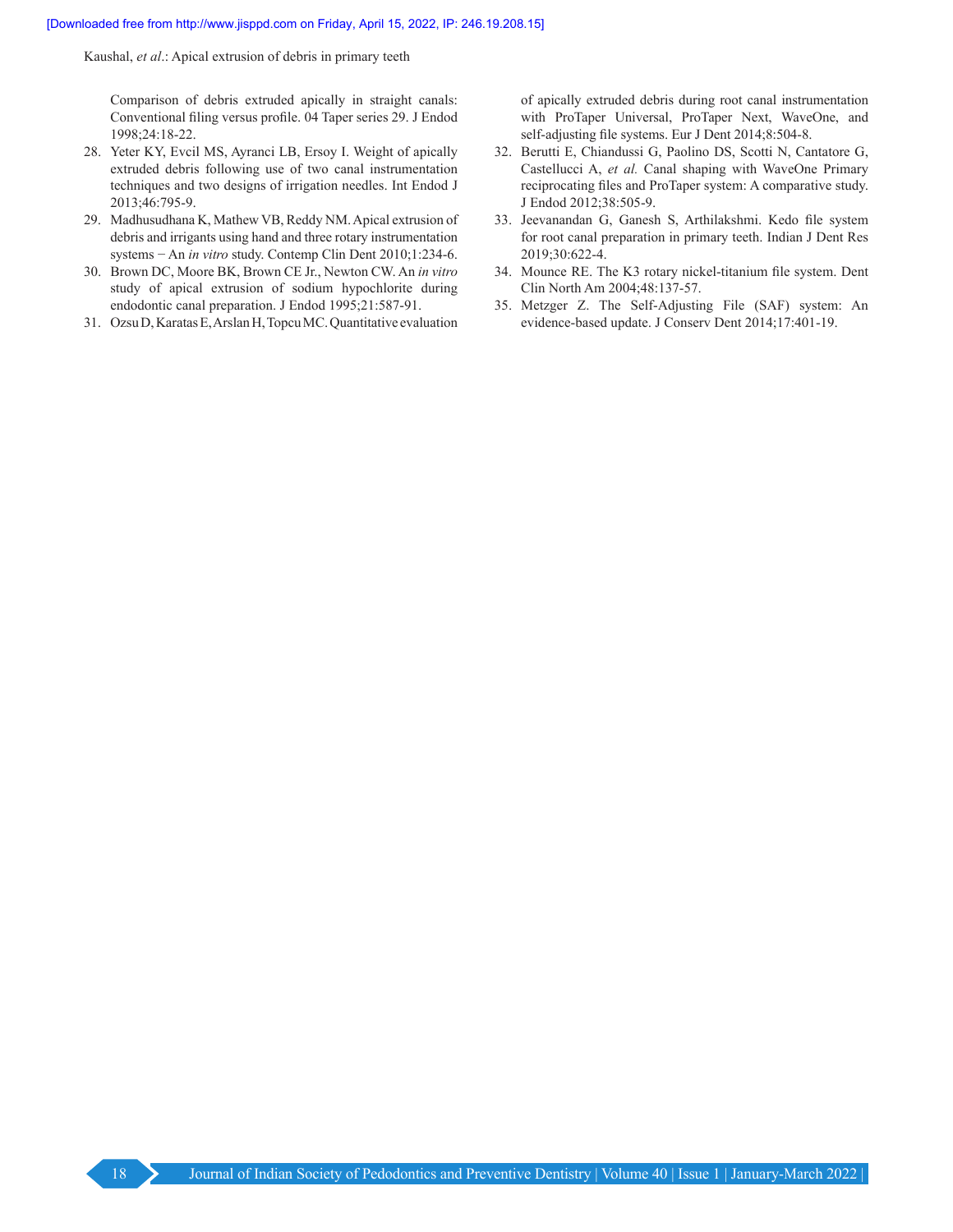Comparison of debris extruded apically in straight canals: Conventional filing versus profile. 04 Taper series 29. J Endod 1998;24:18-22.

28. Yeter KY, Evcil MS, Ayranci LB, Ersoy I. Weight of apically extruded debris following use of two canal instrumentation techniques and two designs of irrigation needles. Int Endod J 2013;46:795-9.
29. Madhusudhana K, Mathew VB, Reddy NM. Apical extrusion of debris and irrigants using hand and three rotary instrumentation systems − An *in vitro* study. Contemp Clin Dent 2010;1:234-6.
30. Brown DC, Moore BK, Brown CE Jr., Newton CW. An *in vitro* study of apical extrusion of sodium hypochlorite during endodontic canal preparation. J Endod 1995;21:587-91.
31. Ozsu D, Karatas E, Arslan H, Topcu MC. Quantitative evaluation of apically extruded debris during root canal instrumentation with ProTaper Universal, ProTaper Next, WaveOne, and self-adjusting file systems. Eur J Dent 2014;8:504-8.
32. Berutti E, Chiandussi G, Paolino DS, Scotti N, Cantatore G, Castellucci A, *et al.* Canal shaping with WaveOne Primary reciprocating files and ProTaper system: A comparative study. J Endod 2012;38:505-9.
33. Jeevanandan G, Ganesh S, Arthilakshmi. Kedo file system for root canal preparation in primary teeth. Indian J Dent Res 2019;30:622-4.
34. Mounce RE. The K3 rotary nickel-titanium file system. Dent Clin North Am 2004;48:137-57.
35. Metzger Z. The Self-Adjusting File (SAF) system: An evidence-based update. J Conserv Dent 2014;17:401-19.